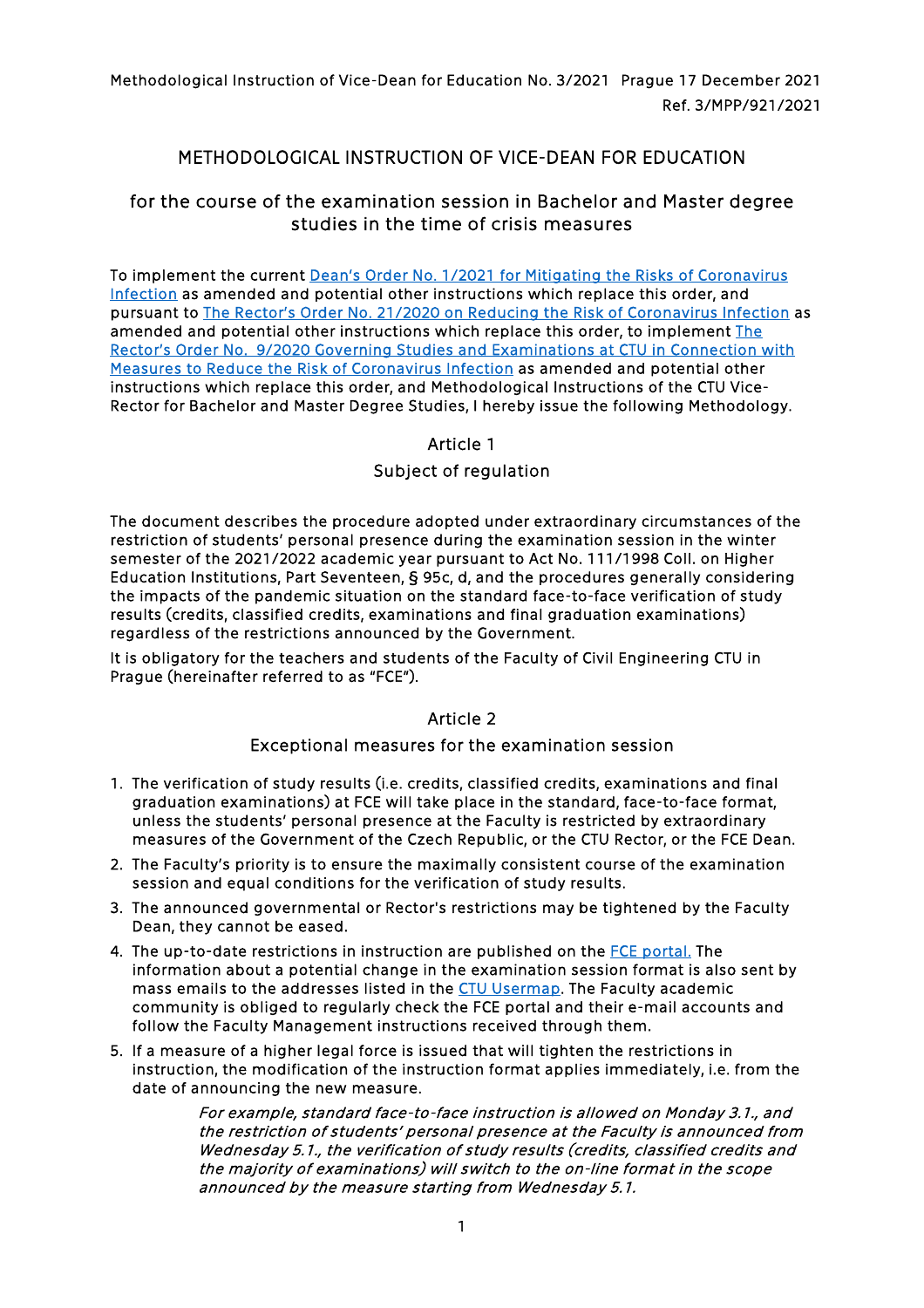Methodological Instruction of Vice-Dean for Education No. 3/2021 Prague 17 December 2021

Ref. 3/MPP/921/2021

# METHODOLOGICAL INSTRUCTION OF VICE-DEAN FOR EDUCATION

## for the course of the examination session in Bachelor and Master degree studies in the time of crisis measures

To implement the current [Dean's Order No. 1/2021 for Mitigating the Risks of Coronavirus Infection] as amended and potential other instructions which replace this order, and pursuant to [The Rector's Order No. 21/2020 on Reducing the Risk of Coronavirus Infection] as amended and potential other instructions which replace this order, to implement [The Rector's Order No. 9/2020 Governing Studies and Examinations at CTU in Connection with Measures to Reduce the Risk of Coronavirus Infection] as amended and potential other instructions which replace this order, and Methodological Instructions of the CTU Vice-Rector for Bachelor and Master Degree Studies, I hereby issue the following Methodology.

### Article 1

### Subject of regulation

The document describes the procedure adopted under extraordinary circumstances of the restriction of students' personal presence during the examination session in the winter semester of the 2021/2022 academic year pursuant to Act No. 111/1998 Coll. on Higher Education Institutions, Part Seventeen, § 95c, d, and the procedures generally considering the impacts of the pandemic situation on the standard face-to-face verification of study results (credits, classified credits, examinations and final graduation examinations) regardless of the restrictions announced by the Government.

It is obligatory for the teachers and students of the Faculty of Civil Engineering CTU in Prague (hereinafter referred to as "FCE").

### Article 2

### Exceptional measures for the examination session

1. The verification of study results (i.e. credits, classified credits, examinations and final graduation examinations) at FCE will take place in the standard, face-to-face format, unless the students' personal presence at the Faculty is restricted by extraordinary measures of the Government of the Czech Republic, or the CTU Rector, or the FCE Dean.
2. The Faculty's priority is to ensure the maximally consistent course of the examination session and equal conditions for the verification of study results.
3. The announced governmental or Rector's restrictions may be tightened by the Faculty Dean, they cannot be eased.
4. The up-to-date restrictions in instruction are published on the [FCE portal.] The information about a potential change in the examination session format is also sent by mass emails to the addresses listed in the [CTU Usermap]. The Faculty academic community is obliged to regularly check the FCE portal and their e-mail accounts and follow the Faculty Management instructions received through them.
5. If a measure of a higher legal force is issued that will tighten the restrictions in instruction, the modification of the instruction format applies immediately, i.e. from the date of announcing the new measure.

   *For example, standard face-to-face instruction is allowed on Monday 3.1., and the restriction of students' personal presence at the Faculty is announced from Wednesday 5.1., the verification of study results (credits, classified credits and the majority of examinations) will switch to the on-line format in the scope announced by the measure starting from Wednesday 5.1.*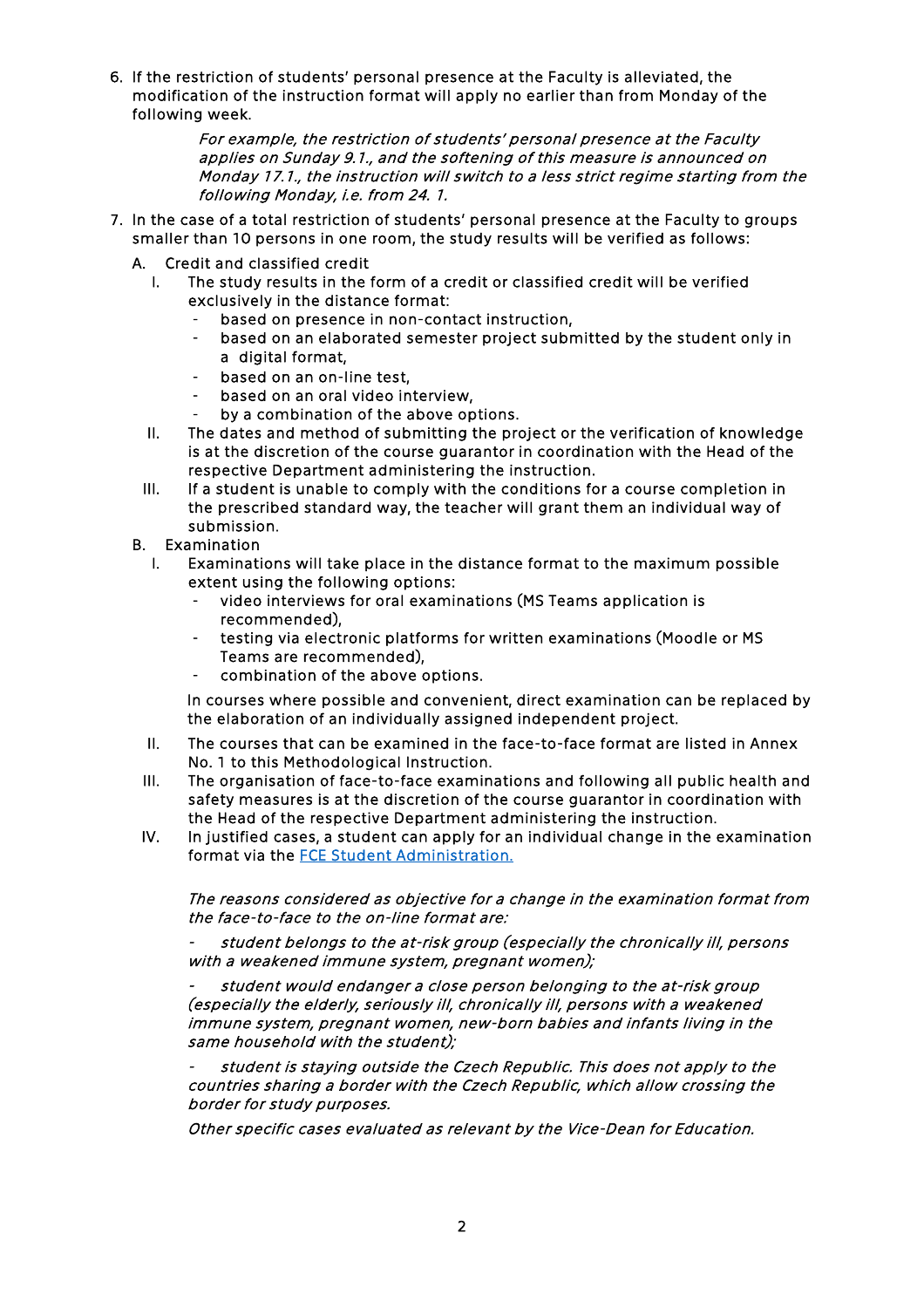6. If the restriction of students' personal presence at the Faculty is alleviated, the modification of the instruction format will apply no earlier than from Monday of the following week.

   *For example, the restriction of students' personal presence at the Faculty applies on Sunday 9.1., and the softening of this measure is announced on Monday 17.1., the instruction will switch to a less strict regime starting from the following Monday, i.e. from 24. 1.*

7. In the case of a total restriction of students' personal presence at the Faculty to groups smaller than 10 persons in one room, the study results will be verified as follows:

   A. Credit and classified credit

      I. The study results in the form of a credit or classified credit will be verified exclusively in the distance format:
         - based on presence in non-contact instruction,
         - based on an elaborated semester project submitted by the student only in a digital format,
         - based on an on-line test,
         - based on an oral video interview,
         - by a combination of the above options.

      II. The dates and method of submitting the project or the verification of knowledge is at the discretion of the course guarantor in coordination with the Head of the respective Department administering the instruction.

      III. If a student is unable to comply with the conditions for a course completion in the prescribed standard way, the teacher will grant them an individual way of submission.

   B. Examination

      I. Examinations will take place in the distance format to the maximum possible extent using the following options:
         - video interviews for oral examinations (MS Teams application is recommended),
         - testing via electronic platforms for written examinations (Moodle or MS Teams are recommended),
         - combination of the above options.

         In courses where possible and convenient, direct examination can be replaced by the elaboration of an individually assigned independent project.

      II. The courses that can be examined in the face-to-face format are listed in Annex No. 1 to this Methodological Instruction.

      III. The organisation of face-to-face examinations and following all public health and safety measures is at the discretion of the course guarantor in coordination with the Head of the respective Department administering the instruction.

      IV. In justified cases, a student can apply for an individual change in the examination format via the [FCE Student Administration.]()

         *The reasons considered as objective for a change in the examination format from the face-to-face to the on-line format are:*

         - *student belongs to the at-risk group (especially the chronically ill, persons with a weakened immune system, pregnant women);*

         - *student would endanger a close person belonging to the at-risk group (especially the elderly, seriously ill, chronically ill, persons with a weakened immune system, pregnant women, new-born babies and infants living in the same household with the student);*

         - *student is staying outside the Czech Republic. This does not apply to the countries sharing a border with the Czech Republic, which allow crossing the border for study purposes.*

         *Other specific cases evaluated as relevant by the Vice-Dean for Education.*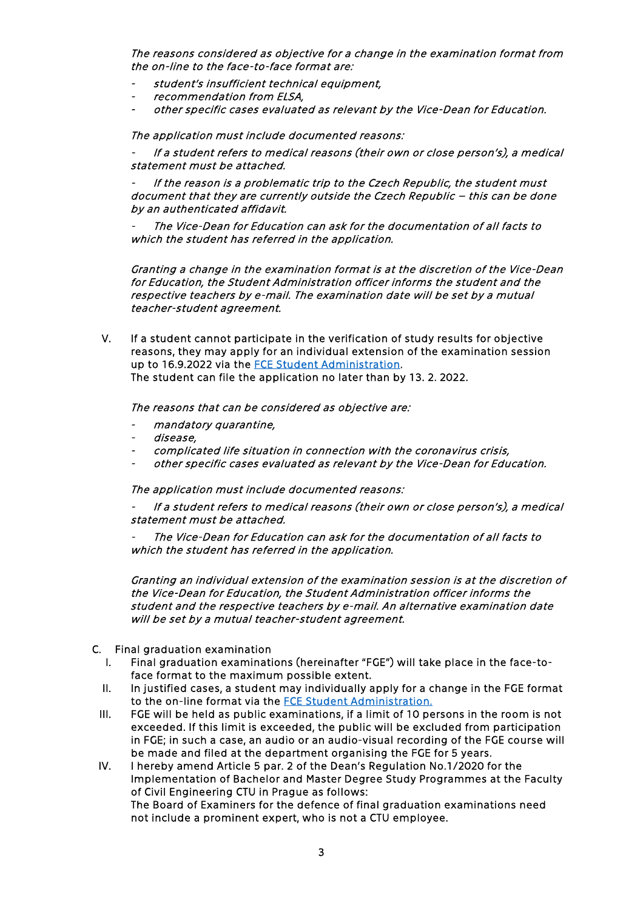*The reasons considered as objective for a change in the examination format from the on-line to the face-to-face format are:*

- *student's insufficient technical equipment,*
- *recommendation from ELSA,*
- *other specific cases evaluated as relevant by the Vice-Dean for Education.*

*The application must include documented reasons:*

- *If a student refers to medical reasons (their own or close person's), a medical statement must be attached.*
- *If the reason is a problematic trip to the Czech Republic, the student must document that they are currently outside the Czech Republic – this can be done by an authenticated affidavit.*
- *The Vice-Dean for Education can ask for the documentation of all facts to which the student has referred in the application.*

*Granting a change in the examination format is at the discretion of the Vice-Dean for Education, the Student Administration officer informs the student and the respective teachers by e-mail. The examination date will be set by a mutual teacher-student agreement.*

V. If a student cannot participate in the verification of study results for objective reasons, they may apply for an individual extension of the examination session up to 16.9.2022 via the [FCE Student Administration](). 
The student can file the application no later than by 13. 2. 2022.

*The reasons that can be considered as objective are:*

- *mandatory quarantine,*
- *disease,*
- *complicated life situation in connection with the coronavirus crisis,*
- *other specific cases evaluated as relevant by the Vice-Dean for Education.*

*The application must include documented reasons:*

- *If a student refers to medical reasons (their own or close person's), a medical statement must be attached.*
- *The Vice-Dean for Education can ask for the documentation of all facts to which the student has referred in the application.*

*Granting an individual extension of the examination session is at the discretion of the Vice-Dean for Education, the Student Administration officer informs the student and the respective teachers by e-mail. An alternative examination date will be set by a mutual teacher-student agreement.*

C. Final graduation examination

I. Final graduation examinations (hereinafter "FGE") will take place in the face-to-face format to the maximum possible extent.

II. In justified cases, a student may individually apply for a change in the FGE format to the on-line format via the [FCE Student Administration.]()

III. FGE will be held as public examinations, if a limit of 10 persons in the room is not exceeded. If this limit is exceeded, the public will be excluded from participation in FGE; in such a case, an audio or an audio-visual recording of the FGE course will be made and filed at the department organising the FGE for 5 years.

IV. I hereby amend Article 5 par. 2 of the Dean's Regulation No.1/2020 for the Implementation of Bachelor and Master Degree Study Programmes at the Faculty of Civil Engineering CTU in Prague as follows: 
The Board of Examiners for the defence of final graduation examinations need not include a prominent expert, who is not a CTU employee.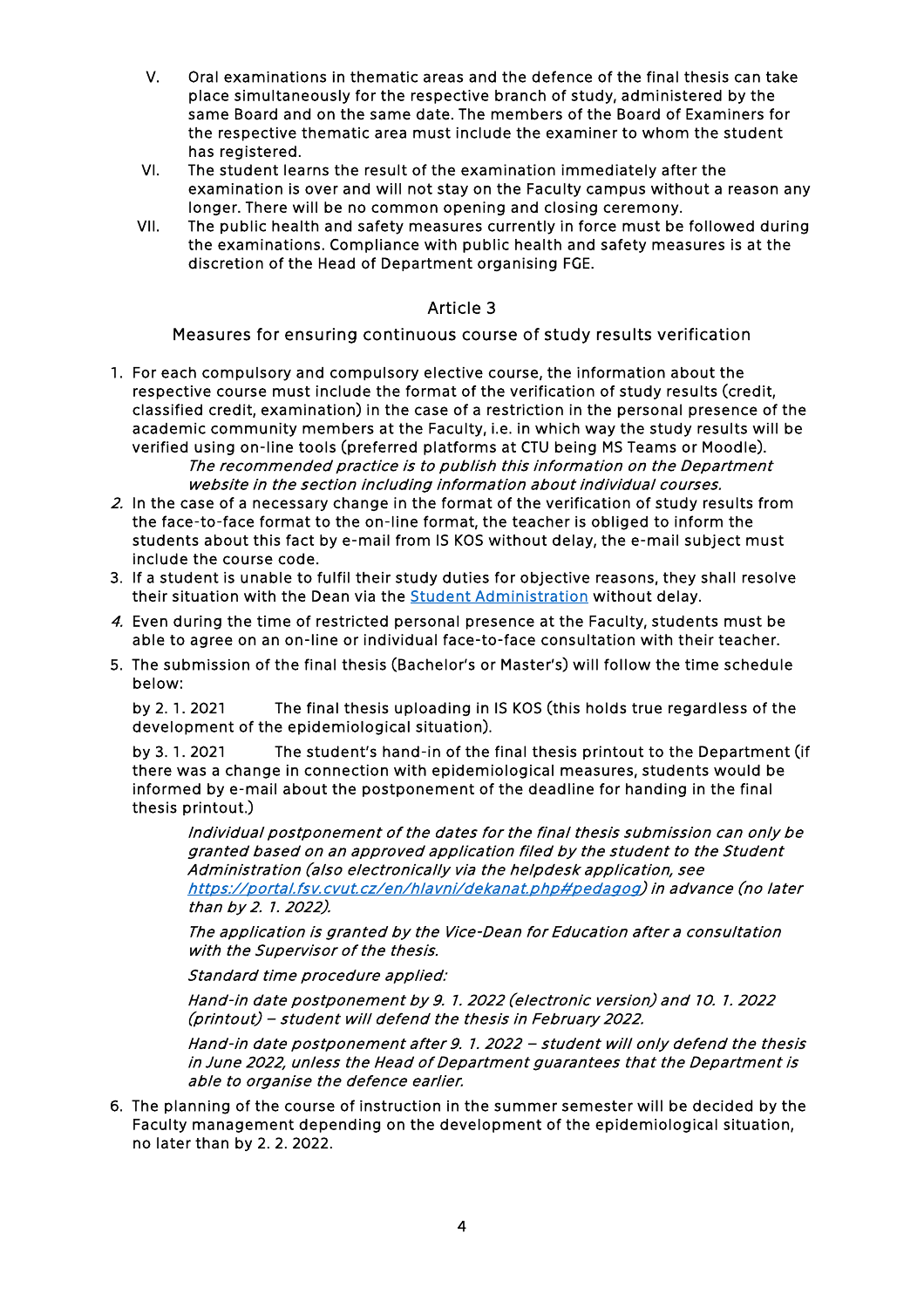V. Oral examinations in thematic areas and the defence of the final thesis can take place simultaneously for the respective branch of study, administered by the same Board and on the same date. The members of the Board of Examiners for the respective thematic area must include the examiner to whom the student has registered.

VI. The student learns the result of the examination immediately after the examination is over and will not stay on the Faculty campus without a reason any longer. There will be no common opening and closing ceremony.

VII. The public health and safety measures currently in force must be followed during the examinations. Compliance with public health and safety measures is at the discretion of the Head of Department organising FGE.

## Article 3

### Measures for ensuring continuous course of study results verification

1. For each compulsory and compulsory elective course, the information about the respective course must include the format of the verification of study results (credit, classified credit, examination) in the case of a restriction in the personal presence of the academic community members at the Faculty, i.e. in which way the study results will be verified using on-line tools (preferred platforms at CTU being MS Teams or Moodle).

   *The recommended practice is to publish this information on the Department website in the section including information about individual courses.*

2. In the case of a necessary change in the format of the verification of study results from the face-to-face format to the on-line format, the teacher is obliged to inform the students about this fact by e-mail from IS KOS without delay, the e-mail subject must include the course code.

3. If a student is unable to fulfil their study duties for objective reasons, they shall resolve their situation with the Dean via the [Student Administration](#) without delay.

4. Even during the time of restricted personal presence at the Faculty, students must be able to agree on an on-line or individual face-to-face consultation with their teacher.

5. The submission of the final thesis (Bachelor's or Master's) will follow the time schedule below:

   by 2. 1. 2021 The final thesis uploading in IS KOS (this holds true regardless of the development of the epidemiological situation).

   by 3. 1. 2021 The student's hand-in of the final thesis printout to the Department (if there was a change in connection with epidemiological measures, students would be informed by e-mail about the postponement of the deadline for handing in the final thesis printout.)

   *Individual postponement of the dates for the final thesis submission can only be granted based on an approved application filed by the student to the Student Administration (also electronically via the helpdesk application, see [https://portal.fsv.cvut.cz/en/hlavni/dekanat.php#pedagog](https://portal.fsv.cvut.cz/en/hlavni/dekanat.php#pedagog)) in advance (no later than by 2. 1. 2022).*

   *The application is granted by the Vice-Dean for Education after a consultation with the Supervisor of the thesis.*

   *Standard time procedure applied:*

   *Hand-in date postponement by 9. 1. 2022 (electronic version) and 10. 1. 2022 (printout) – student will defend the thesis in February 2022.*

   *Hand-in date postponement after 9. 1. 2022 – student will only defend the thesis in June 2022, unless the Head of Department guarantees that the Department is able to organise the defence earlier.*

6. The planning of the course of instruction in the summer semester will be decided by the Faculty management depending on the development of the epidemiological situation, no later than by 2. 2. 2022.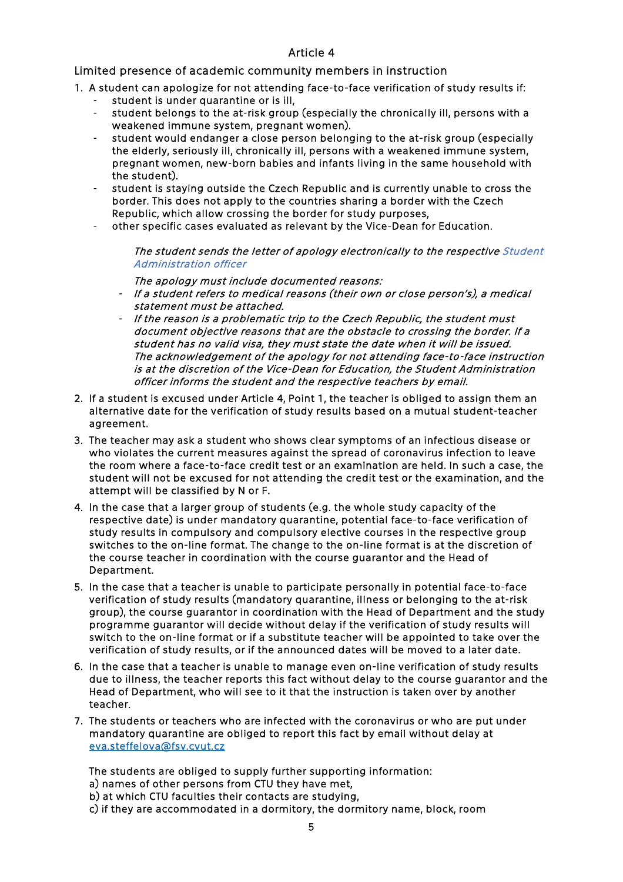## Article 4

### Limited presence of academic community members in instruction

1. A student can apologize for not attending face-to-face verification of study results if:
   - student is under quarantine or is ill,
   - student belongs to the at-risk group (especially the chronically ill, persons with a weakened immune system, pregnant women).
   - student would endanger a close person belonging to the at-risk group (especially the elderly, seriously ill, chronically ill, persons with a weakened immune system, pregnant women, new-born babies and infants living in the same household with the student).
   - student is staying outside the Czech Republic and is currently unable to cross the border. This does not apply to the countries sharing a border with the Czech Republic, which allow crossing the border for study purposes,
   - other specific cases evaluated as relevant by the Vice-Dean for Education.

   *The student sends the letter of apology electronically to the respective Student Administration officer*

   *The apology must include documented reasons:*

   - *If a student refers to medical reasons (their own or close person's), a medical statement must be attached.*
   - *If the reason is a problematic trip to the Czech Republic, the student must document objective reasons that are the obstacle to crossing the border. If a student has no valid visa, they must state the date when it will be issued.*
     *The acknowledgement of the apology for not attending face-to-face instruction is at the discretion of the Vice-Dean for Education, the Student Administration officer informs the student and the respective teachers by email.*

2. If a student is excused under Article 4, Point 1, the teacher is obliged to assign them an alternative date for the verification of study results based on a mutual student-teacher agreement.
3. The teacher may ask a student who shows clear symptoms of an infectious disease or who violates the current measures against the spread of coronavirus infection to leave the room where a face-to-face credit test or an examination are held. In such a case, the student will not be excused for not attending the credit test or the examination, and the attempt will be classified by N or F.
4. In the case that a larger group of students (e.g. the whole study capacity of the respective date) is under mandatory quarantine, potential face-to-face verification of study results in compulsory and compulsory elective courses in the respective group switches to the on-line format. The change to the on-line format is at the discretion of the course teacher in coordination with the course guarantor and the Head of Department.
5. In the case that a teacher is unable to participate personally in potential face-to-face verification of study results (mandatory quarantine, illness or belonging to the at-risk group), the course guarantor in coordination with the Head of Department and the study programme guarantor will decide without delay if the verification of study results will switch to the on-line format or if a substitute teacher will be appointed to take over the verification of study results, or if the announced dates will be moved to a later date.
6. In the case that a teacher is unable to manage even on-line verification of study results due to illness, the teacher reports this fact without delay to the course guarantor and the Head of Department, who will see to it that the instruction is taken over by another teacher.
7. The students or teachers who are infected with the coronavirus or who are put under mandatory quarantine are obliged to report this fact by email without delay at eva.steffelova@fsv.cvut.cz

   The students are obliged to supply further supporting information:
   a) names of other persons from CTU they have met,
   b) at which CTU faculties their contacts are studying,
   c) if they are accommodated in a dormitory, the dormitory name, block, room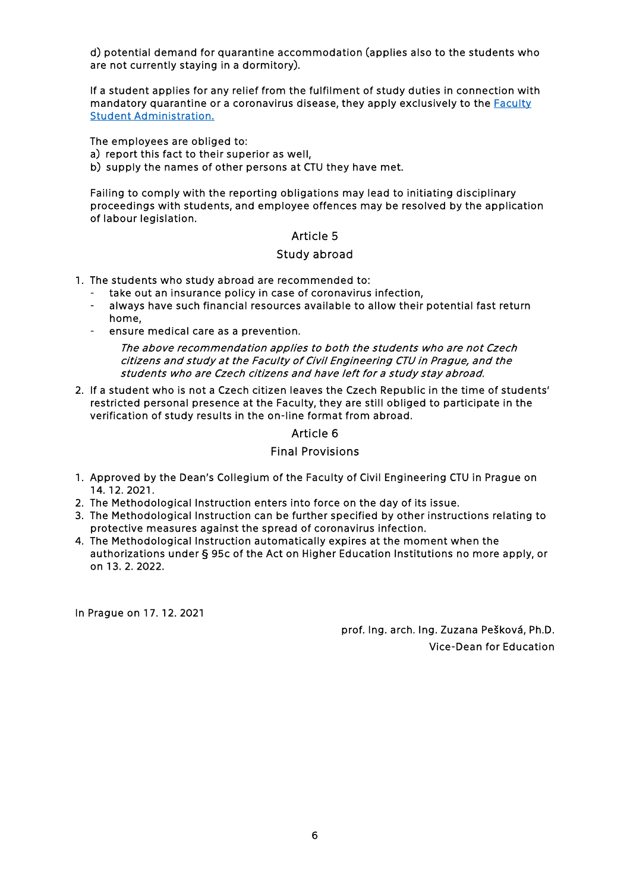d) potential demand for quarantine accommodation (applies also to the students who are not currently staying in a dormitory).

If a student applies for any relief from the fulfilment of study duties in connection with mandatory quarantine or a coronavirus disease, they apply exclusively to the [Faculty Student Administration.]()

The employees are obliged to:
a) report this fact to their superior as well,
b) supply the names of other persons at CTU they have met.

Failing to comply with the reporting obligations may lead to initiating disciplinary proceedings with students, and employee offences may be resolved by the application of labour legislation.

## Article 5

## Study abroad

1. The students who study abroad are recommended to:
   - take out an insurance policy in case of coronavirus infection,
   - always have such financial resources available to allow their potential fast return home,
   - ensure medical care as a prevention.

   *The above recommendation applies to both the students who are not Czech citizens and study at the Faculty of Civil Engineering CTU in Prague, and the students who are Czech citizens and have left for a study stay abroad.*
2. If a student who is not a Czech citizen leaves the Czech Republic in the time of students' restricted personal presence at the Faculty, they are still obliged to participate in the verification of study results in the on-line format from abroad.

## Article 6

## Final Provisions

1. Approved by the Dean's Collegium of the Faculty of Civil Engineering CTU in Prague on 14. 12. 2021.
2. The Methodological Instruction enters into force on the day of its issue.
3. The Methodological Instruction can be further specified by other instructions relating to protective measures against the spread of coronavirus infection.
4. The Methodological Instruction automatically expires at the moment when the authorizations under § 95c of the Act on Higher Education Institutions no more apply, or on 13. 2. 2022.

In Prague on 17. 12. 2021

prof. Ing. arch. Ing. Zuzana Pešková, Ph.D.
Vice-Dean for Education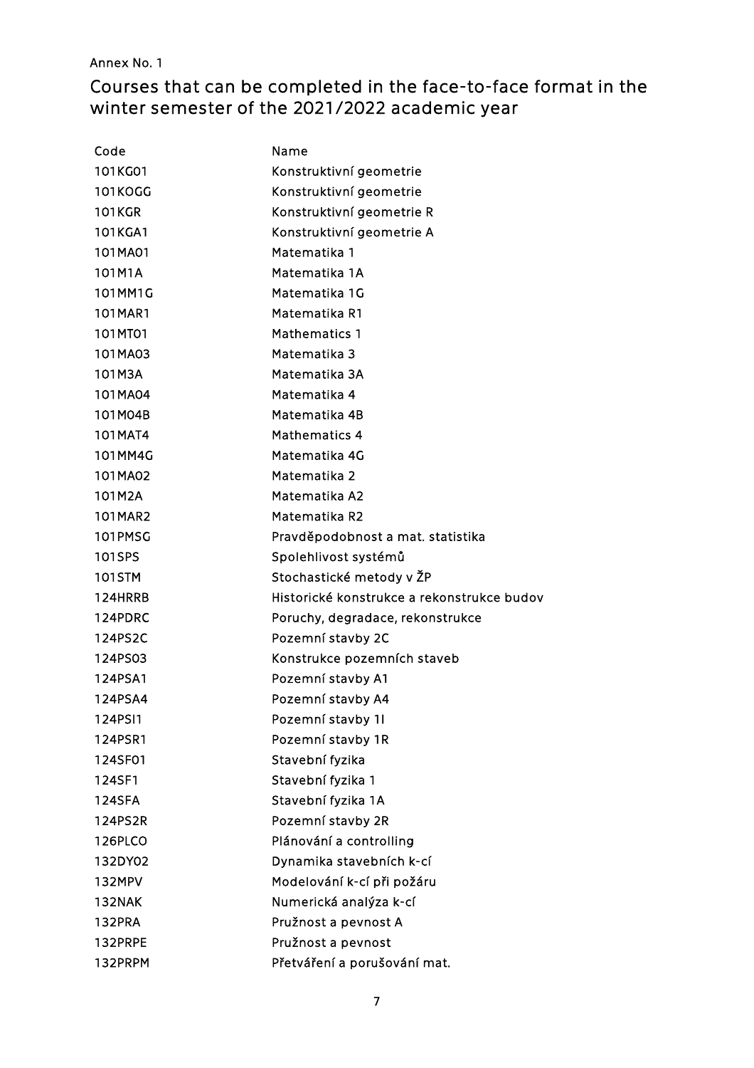Annex No. 1

## Courses that can be completed in the face-to-face format in the winter semester of the 2021/2022 academic year

| Code | Name |
|---|---|
| 101KG01 | Konstruktivní geometrie |
| 101KOGG | Konstruktivní geometrie |
| 101KGR | Konstruktivní geometrie R |
| 101KGA1 | Konstruktivní geometrie A |
| 101MA01 | Matematika 1 |
| 101M1A | Matematika 1A |
| 101MM1G | Matematika 1G |
| 101MAR1 | Matematika R1 |
| 101MT01 | Mathematics 1 |
| 101MA03 | Matematika 3 |
| 101M3A | Matematika 3A |
| 101MA04 | Matematika 4 |
| 101M04B | Matematika 4B |
| 101MAT4 | Mathematics 4 |
| 101MM4G | Matematika 4G |
| 101MA02 | Matematika 2 |
| 101M2A | Matematika A2 |
| 101MAR2 | Matematika R2 |
| 101PMSG | Pravděpodobnost a mat. statistika |
| 101SPS | Spolehlivost systémů |
| 101STM | Stochastické metody v ŽP |
| 124HRRB | Historické konstrukce a rekonstrukce budov |
| 124PDRC | Poruchy, degradace, rekonstrukce |
| 124PS2C | Pozemní stavby 2C |
| 124PS03 | Konstrukce pozemních staveb |
| 124PSA1 | Pozemní stavby A1 |
| 124PSA4 | Pozemní stavby A4 |
| 124PSI1 | Pozemní stavby 1I |
| 124PSR1 | Pozemní stavby 1R |
| 124SF01 | Stavební fyzika |
| 124SF1 | Stavební fyzika 1 |
| 124SFA | Stavební fyzika 1A |
| 124PS2R | Pozemní stavby 2R |
| 126PLCO | Plánování a controlling |
| 132DY02 | Dynamika stavebních k-cí |
| 132MPV | Modelování k-cí při požáru |
| 132NAK | Numerická analýza k-cí |
| 132PRA | Pružnost a pevnost A |
| 132PRPE | Pružnost a pevnost |
| 132PRPM | Přetváření a porušování mat. |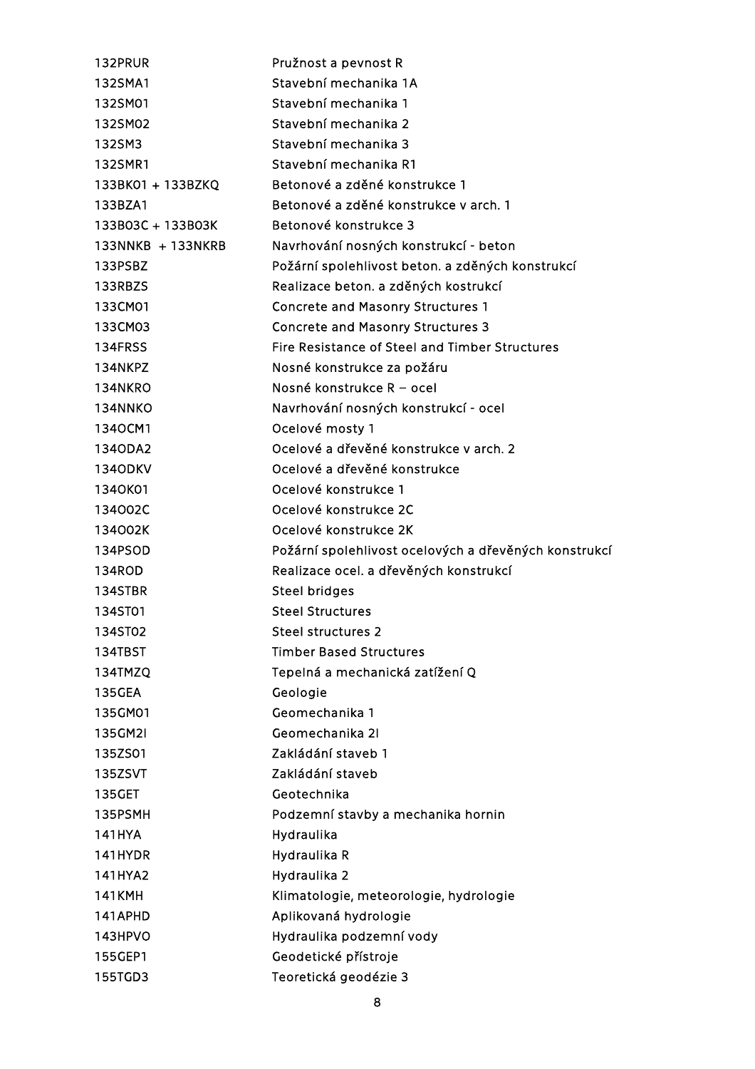| | |
|---|---|
| 132PRUR | Pružnost a pevnost R |
| 132SMA1 | Stavební mechanika 1A |
| 132SM01 | Stavební mechanika 1 |
| 132SM02 | Stavební mechanika 2 |
| 132SM3 | Stavební mechanika 3 |
| 132SMR1 | Stavební mechanika R1 |
| 133BK01 + 133BZKQ | Betonové a zděné konstrukce 1 |
| 133BZA1 | Betonové a zděné konstrukce v arch. 1 |
| 133B03C + 133B03K | Betonové konstrukce 3 |
| 133NNKB + 133NKRB | Navrhování nosných konstrukcí - beton |
| 133PSBZ | Požární spolehlivost beton. a zděných konstrukcí |
| 133RBZS | Realizace beton. a zděných kostrukcí |
| 133CM01 | Concrete and Masonry Structures 1 |
| 133CM03 | Concrete and Masonry Structures 3 |
| 134FRSS | Fire Resistance of Steel and Timber Structures |
| 134NKPZ | Nosné konstrukce za požáru |
| 134NKRO | Nosné konstrukce R – ocel |
| 134NNKO | Navrhování nosných konstrukcí - ocel |
| 134OCM1 | Ocelové mosty 1 |
| 134ODA2 | Ocelové a dřevěné konstrukce v arch. 2 |
| 134ODKV | Ocelové a dřevěné konstrukce |
| 134OK01 | Ocelové konstrukce 1 |
| 134O02C | Ocelové konstrukce 2C |
| 134O02K | Ocelové konstrukce 2K |
| 134PSOD | Požární spolehlivost ocelových a dřevěných konstrukcí |
| 134ROD | Realizace ocel. a dřevěných konstrukcí |
| 134STBR | Steel bridges |
| 134ST01 | Steel Structures |
| 134ST02 | Steel structures 2 |
| 134TBST | Timber Based Structures |
| 134TMZQ | Tepelná a mechanická zatížení Q |
| 135GEA | Geologie |
| 135GM01 | Geomechanika 1 |
| 135GM2I | Geomechanika 2I |
| 135ZS01 | Zakládání staveb 1 |
| 135ZSVT | Zakládání staveb |
| 135GET | Geotechnika |
| 135PSMH | Podzemní stavby a mechanika hornin |
| 141HYA | Hydraulika |
| 141HYDR | Hydraulika R |
| 141HYA2 | Hydraulika 2 |
| 141KMH | Klimatologie, meteorologie, hydrologie |
| 141APHD | Aplikovaná hydrologie |
| 143HPVO | Hydraulika podzemní vody |
| 155GEP1 | Geodetické přístroje |
| 155TGD3 | Teoretická geodézie 3 |